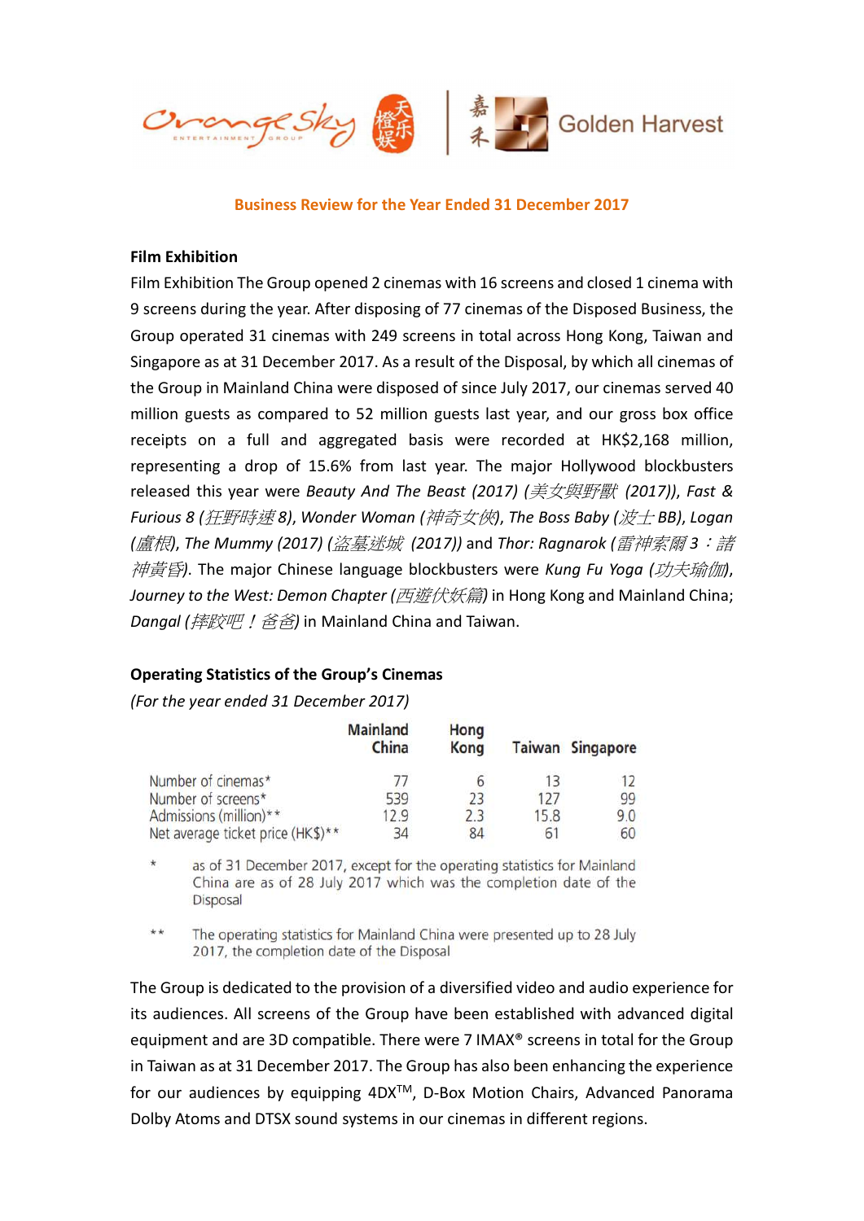**Business Review for the Year Ended 31 December 2017**

**Film Exhibition**

Film Exhibition The Group opened 2 cinemas with 16 screens and closed 1 cinema with 9 screens during the year. After disposing of 77 cinemas of the Disposed Business, the Group operated 31 cinemas with 249 screens in total across Hong Kong, Taiwan and Singapore as at 31 December 2017. As a result of the Disposal, by which all cinemas of the Group in Mainland China were disposed of since July 2017, our cinemas served 40 million guests as compared to 52 million guests last year, and our gross box office receipts on a full and aggregated basis were recorded at HK$2,168 million, representing a drop of 15.6% from last year. The major Hollywood blockbusters released this year were *Beauty And The Beast (2017) (美女與野獸 (2017))*, *Fast & Furious 8 (狂野時速 8)*, *Wonder Woman (神奇女俠)*, *The Boss Baby (波士 BB)*, *Logan (盧根)*, *The Mummy (2017) (盜墓迷城 (2017))* and *Thor: Ragnarok (雷神索爾 3：諸神黃昏)*. The major Chinese language blockbusters were *Kung Fu Yoga (功夫瑜伽)*, *Journey to the West: Demon Chapter (西遊伏妖篇)* in Hong Kong and Mainland China; *Dangal (摔跤吧！爸爸)* in Mainland China and Taiwan.

**Operating Statistics of the Group's Cinemas**

*(For the year ended 31 December 2017)*

| | Mainland China | Hong Kong | Taiwan | Singapore |
|---|---|---|---|---|
| Number of cinemas* | 77 | 6 | 13 | 12 |
| Number of screens* | 539 | 23 | 127 | 99 |
| Admissions (million)** | 12.9 | 2.3 | 15.8 | 9.0 |
| Net average ticket price (HK$)** | 34 | 84 | 61 | 60 |

\* as of 31 December 2017, except for the operating statistics for Mainland China are as of 28 July 2017 which was the completion date of the Disposal

\*\* The operating statistics for Mainland China were presented up to 28 July 2017, the completion date of the Disposal

The Group is dedicated to the provision of a diversified video and audio experience for its audiences. All screens of the Group have been established with advanced digital equipment and are 3D compatible. There were 7 IMAX® screens in total for the Group in Taiwan as at 31 December 2017. The Group has also been enhancing the experience for our audiences by equipping 4DX™, D-Box Motion Chairs, Advanced Panorama Dolby Atoms and DTSX sound systems in our cinemas in different regions.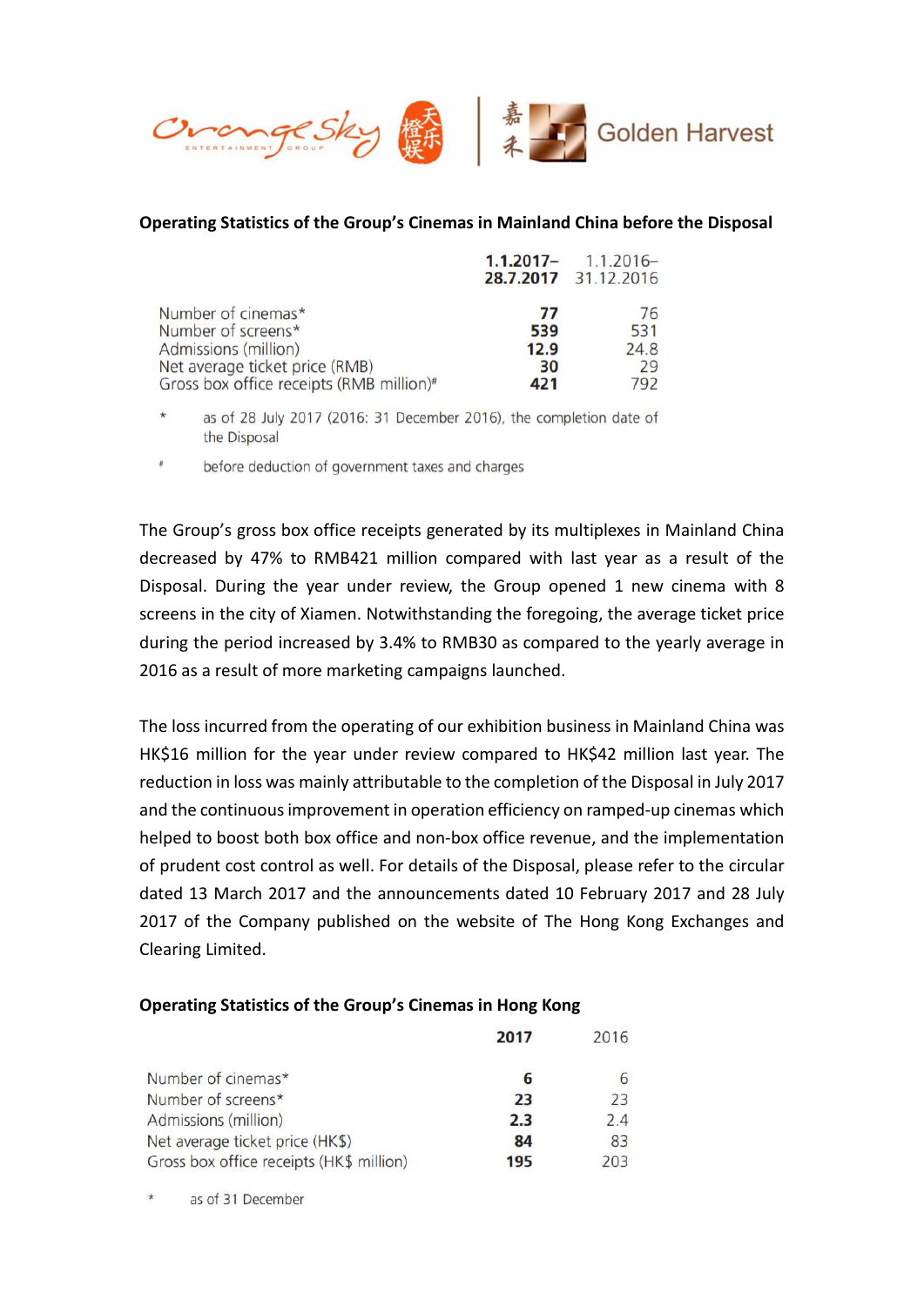**Operating Statistics of the Group's Cinemas in Mainland China before the Disposal**

| | 1.1.2017–28.7.2017 | 1.1.2016–31.12.2016 |
|---|---|---|
| Number of cinemas* | **77** | 76 |
| Number of screens* | **539** | 531 |
| Admissions (million) | **12.9** | 24.8 |
| Net average ticket price (RMB) | **30** | 29 |
| Gross box office receipts (RMB million)# | **421** | 792 |

\* as of 28 July 2017 (2016: 31 December 2016), the completion date of the Disposal

\# before deduction of government taxes and charges

The Group's gross box office receipts generated by its multiplexes in Mainland China decreased by 47% to RMB421 million compared with last year as a result of the Disposal. During the year under review, the Group opened 1 new cinema with 8 screens in the city of Xiamen. Notwithstanding the foregoing, the average ticket price during the period increased by 3.4% to RMB30 as compared to the yearly average in 2016 as a result of more marketing campaigns launched.

The loss incurred from the operating of our exhibition business in Mainland China was HK$16 million for the year under review compared to HK$42 million last year. The reduction in loss was mainly attributable to the completion of the Disposal in July 2017 and the continuous improvement in operation efficiency on ramped-up cinemas which helped to boost both box office and non-box office revenue, and the implementation of prudent cost control as well. For details of the Disposal, please refer to the circular dated 13 March 2017 and the announcements dated 10 February 2017 and 28 July 2017 of the Company published on the website of The Hong Kong Exchanges and Clearing Limited.

**Operating Statistics of the Group's Cinemas in Hong Kong**

| | 2017 | 2016 |
|---|---|---|
| Number of cinemas* | **6** | 6 |
| Number of screens* | **23** | 23 |
| Admissions (million) | **2.3** | 2.4 |
| Net average ticket price (HK$) | **84** | 83 |
| Gross box office receipts (HK$ million) | **195** | 203 |

\* as of 31 December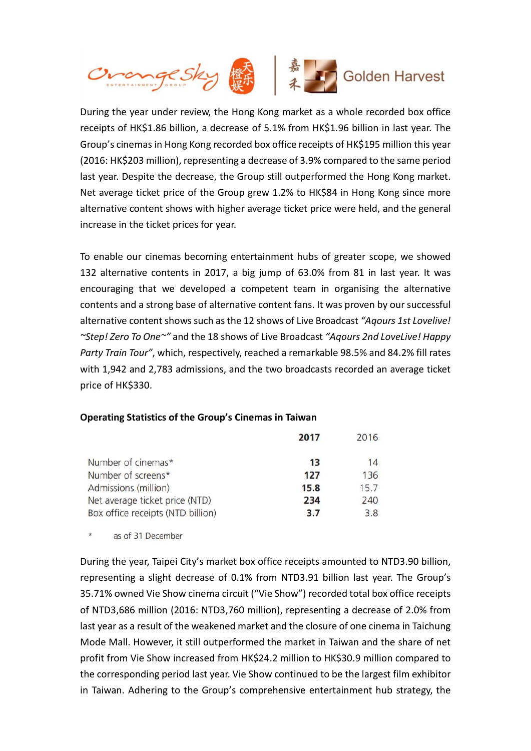During the year under review, the Hong Kong market as a whole recorded box office receipts of HK$1.86 billion, a decrease of 5.1% from HK$1.96 billion in last year. The Group's cinemas in Hong Kong recorded box office receipts of HK$195 million this year (2016: HK$203 million), representing a decrease of 3.9% compared to the same period last year. Despite the decrease, the Group still outperformed the Hong Kong market. Net average ticket price of the Group grew 1.2% to HK$84 in Hong Kong since more alternative content shows with higher average ticket price were held, and the general increase in the ticket prices for year.

To enable our cinemas becoming entertainment hubs of greater scope, we showed 132 alternative contents in 2017, a big jump of 63.0% from 81 in last year. It was encouraging that we developed a competent team in organising the alternative contents and a strong base of alternative content fans. It was proven by our successful alternative content shows such as the 12 shows of Live Broadcast *"Aqours 1st Lovelive! ~Step! Zero To One~"* and the 18 shows of Live Broadcast *"Aqours 2nd LoveLive! Happy Party Train Tour"*, which, respectively, reached a remarkable 98.5% and 84.2% fill rates with 1,942 and 2,783 admissions, and the two broadcasts recorded an average ticket price of HK$330.

**Operating Statistics of the Group's Cinemas in Taiwan**

| | **2017** | 2016 |
|---|---|---|
| Number of cinemas* | **13** | 14 |
| Number of screens* | **127** | 136 |
| Admissions (million) | **15.8** | 15.7 |
| Net average ticket price (NTD) | **234** | 240 |
| Box office receipts (NTD billion) | **3.7** | 3.8 |

\* as of 31 December

During the year, Taipei City's market box office receipts amounted to NTD3.90 billion, representing a slight decrease of 0.1% from NTD3.91 billion last year. The Group's 35.71% owned Vie Show cinema circuit ("Vie Show") recorded total box office receipts of NTD3,686 million (2016: NTD3,760 million), representing a decrease of 2.0% from last year as a result of the weakened market and the closure of one cinema in Taichung Mode Mall. However, it still outperformed the market in Taiwan and the share of net profit from Vie Show increased from HK$24.2 million to HK$30.9 million compared to the corresponding period last year. Vie Show continued to be the largest film exhibitor in Taiwan. Adhering to the Group's comprehensive entertainment hub strategy, the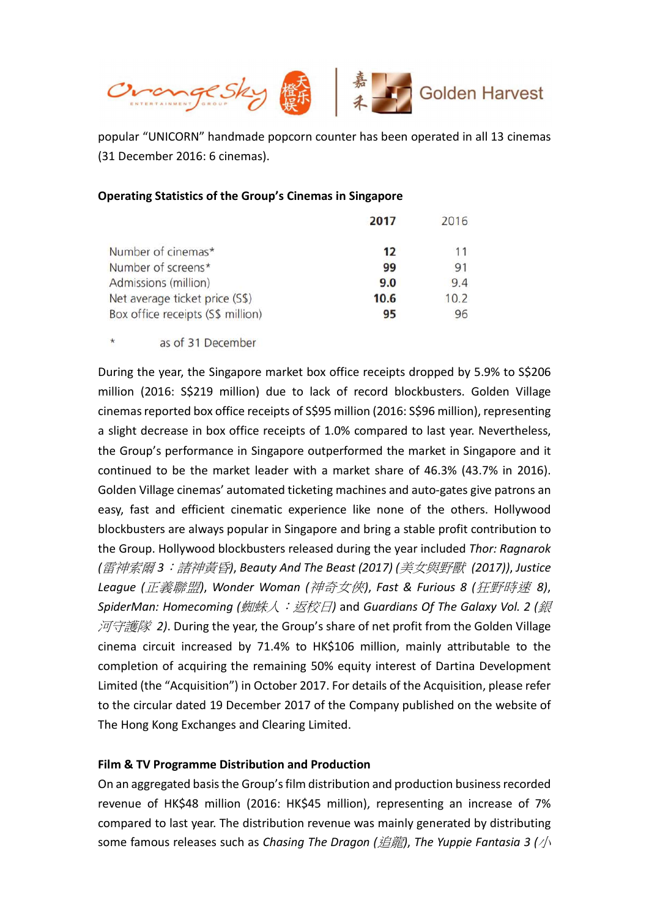popular "UNICORN" handmade popcorn counter has been operated in all 13 cinemas (31 December 2016: 6 cinemas).

**Operating Statistics of the Group's Cinemas in Singapore**

| | **2017** | 2016 |
|---|---|---|
| Number of cinemas* | **12** | 11 |
| Number of screens* | **99** | 91 |
| Admissions (million) | **9.0** | 9.4 |
| Net average ticket price (S$) | **10.6** | 10.2 |
| Box office receipts (S$ million) | **95** | 96 |

\* as of 31 December

During the year, the Singapore market box office receipts dropped by 5.9% to S$206 million (2016: S$219 million) due to lack of record blockbusters. Golden Village cinemas reported box office receipts of S$95 million (2016: S$96 million), representing a slight decrease in box office receipts of 1.0% compared to last year. Nevertheless, the Group's performance in Singapore outperformed the market in Singapore and it continued to be the market leader with a market share of 46.3% (43.7% in 2016). Golden Village cinemas' automated ticketing machines and auto-gates give patrons an easy, fast and efficient cinematic experience like none of the others. Hollywood blockbusters are always popular in Singapore and bring a stable profit contribution to the Group. Hollywood blockbusters released during the year included *Thor: Ragnarok (雷神索爾 3：諸神黃昏)*, *Beauty And The Beast (2017) (美女與野獸 (2017))*, *Justice League (正義聯盟)*, *Wonder Woman (神奇女俠)*, *Fast & Furious 8 (狂野時速 8)*, *SpiderMan: Homecoming (蜘蛛人：返校日)* and *Guardians Of The Galaxy Vol. 2 (銀河守護隊 2)*. During the year, the Group's share of net profit from the Golden Village cinema circuit increased by 71.4% to HK$106 million, mainly attributable to the completion of acquiring the remaining 50% equity interest of Dartina Development Limited (the "Acquisition") in October 2017. For details of the Acquisition, please refer to the circular dated 19 December 2017 of the Company published on the website of The Hong Kong Exchanges and Clearing Limited.

**Film & TV Programme Distribution and Production**

On an aggregated basis the Group's film distribution and production business recorded revenue of HK$48 million (2016: HK$45 million), representing an increase of 7% compared to last year. The distribution revenue was mainly generated by distributing some famous releases such as *Chasing The Dragon (追龍)*, *The Yuppie Fantasia 3 (小*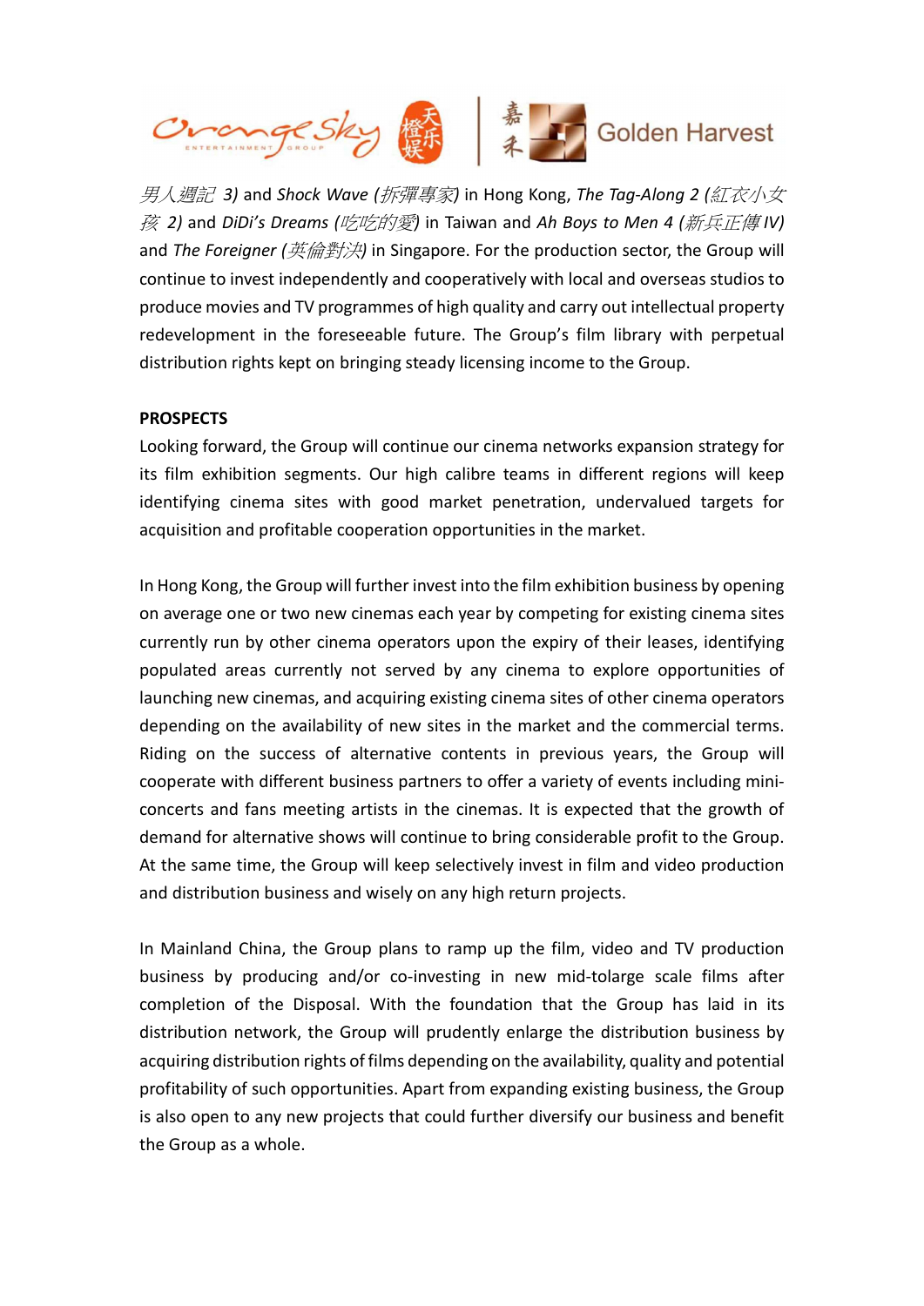*男人週記 3)* and *Shock Wave (拆彈專家)* in Hong Kong, *The Tag-Along 2 (紅衣小女孩 2)* and *DiDi's Dreams (吃吃的愛)* in Taiwan and *Ah Boys to Men 4 (新兵正傳 IV)* and *The Foreigner (英倫對決)* in Singapore. For the production sector, the Group will continue to invest independently and cooperatively with local and overseas studios to produce movies and TV programmes of high quality and carry out intellectual property redevelopment in the foreseeable future. The Group's film library with perpetual distribution rights kept on bringing steady licensing income to the Group.

**PROSPECTS**

Looking forward, the Group will continue our cinema networks expansion strategy for its film exhibition segments. Our high calibre teams in different regions will keep identifying cinema sites with good market penetration, undervalued targets for acquisition and profitable cooperation opportunities in the market.

In Hong Kong, the Group will further invest into the film exhibition business by opening on average one or two new cinemas each year by competing for existing cinema sites currently run by other cinema operators upon the expiry of their leases, identifying populated areas currently not served by any cinema to explore opportunities of launching new cinemas, and acquiring existing cinema sites of other cinema operators depending on the availability of new sites in the market and the commercial terms. Riding on the success of alternative contents in previous years, the Group will cooperate with different business partners to offer a variety of events including mini-concerts and fans meeting artists in the cinemas. It is expected that the growth of demand for alternative shows will continue to bring considerable profit to the Group. At the same time, the Group will keep selectively invest in film and video production and distribution business and wisely on any high return projects.

In Mainland China, the Group plans to ramp up the film, video and TV production business by producing and/or co-investing in new mid-tolarge scale films after completion of the Disposal. With the foundation that the Group has laid in its distribution network, the Group will prudently enlarge the distribution business by acquiring distribution rights of films depending on the availability, quality and potential profitability of such opportunities. Apart from expanding existing business, the Group is also open to any new projects that could further diversify our business and benefit the Group as a whole.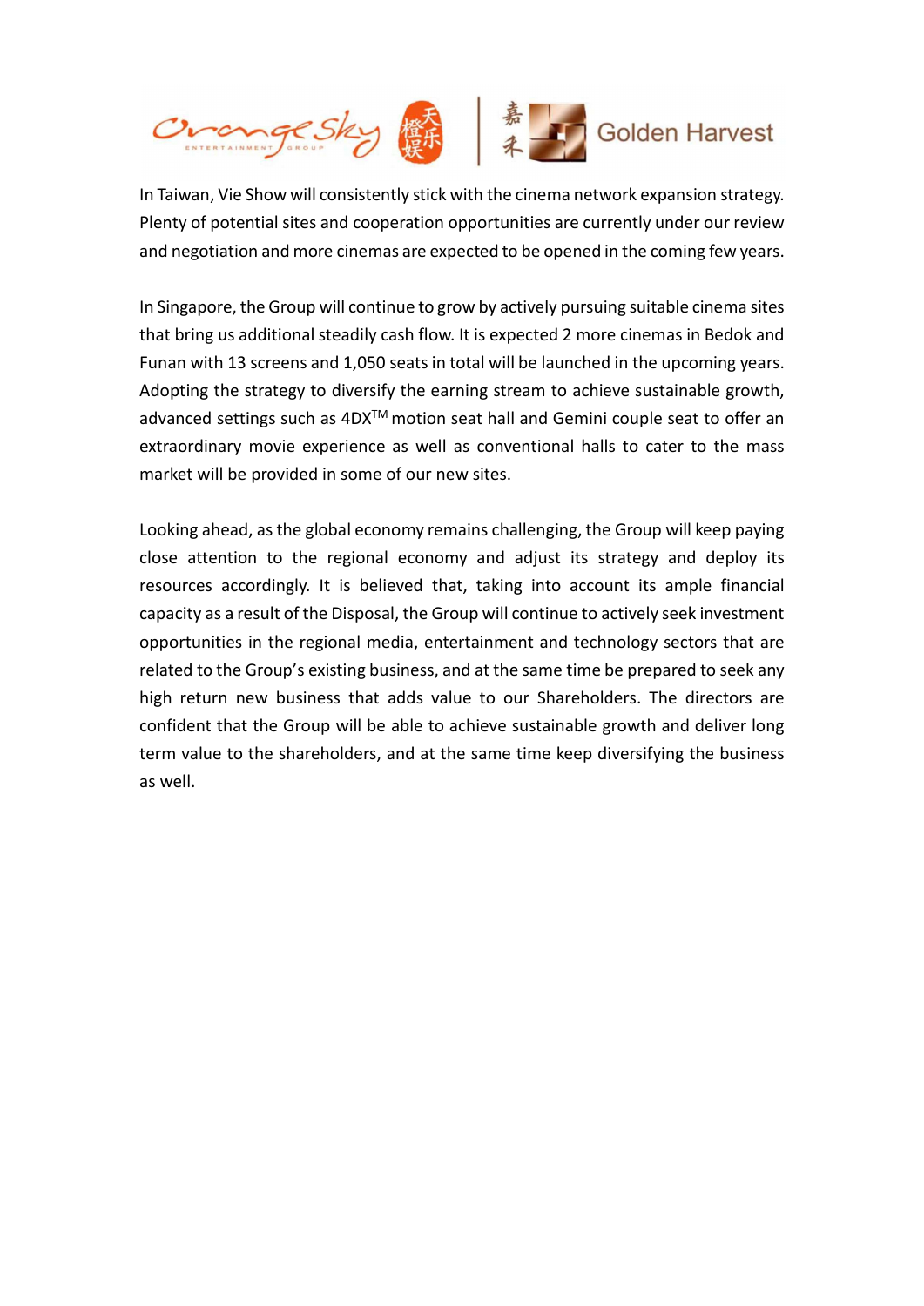In Taiwan, Vie Show will consistently stick with the cinema network expansion strategy. Plenty of potential sites and cooperation opportunities are currently under our review and negotiation and more cinemas are expected to be opened in the coming few years.

In Singapore, the Group will continue to grow by actively pursuing suitable cinema sites that bring us additional steadily cash flow. It is expected 2 more cinemas in Bedok and Funan with 13 screens and 1,050 seats in total will be launched in the upcoming years. Adopting the strategy to diversify the earning stream to achieve sustainable growth, advanced settings such as 4DX™ motion seat hall and Gemini couple seat to offer an extraordinary movie experience as well as conventional halls to cater to the mass market will be provided in some of our new sites.

Looking ahead, as the global economy remains challenging, the Group will keep paying close attention to the regional economy and adjust its strategy and deploy its resources accordingly. It is believed that, taking into account its ample financial capacity as a result of the Disposal, the Group will continue to actively seek investment opportunities in the regional media, entertainment and technology sectors that are related to the Group's existing business, and at the same time be prepared to seek any high return new business that adds value to our Shareholders. The directors are confident that the Group will be able to achieve sustainable growth and deliver long term value to the shareholders, and at the same time keep diversifying the business as well.